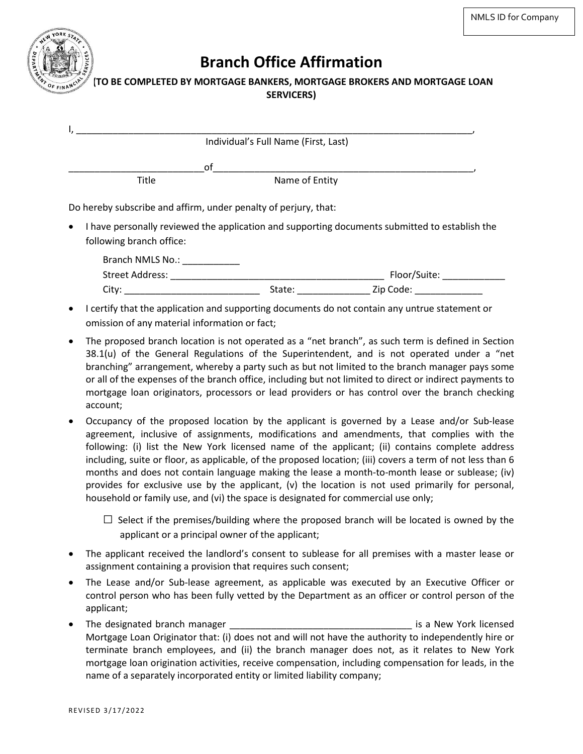NMLS ID for Company

# Branch Office Affirmation

**(TO BE COMPLETED BY MORTGAGE BANKERS, MORTGAGE BROKERS AND MORTGAGE LOAN SERVICERS)**

I, ___________________________________________________________________________,
Individual's Full Name (First, Last)

_________________________of__________________________________________________,
Title Name of Entity

Do hereby subscribe and affirm, under penalty of perjury, that:

- I have personally reviewed the application and supporting documents submitted to establish the following branch office:

  Branch NMLS No.: ___________
  Street Address: _________________________________________ Floor/Suite: ____________
  City: __________________________ State: ______________ Zip Code: _____________

- I certify that the application and supporting documents do not contain any untrue statement or omission of any material information or fact;
- The proposed branch location is not operated as a "net branch", as such term is defined in Section 38.1(u) of the General Regulations of the Superintendent, and is not operated under a "net branching" arrangement, whereby a party such as but not limited to the branch manager pays some or all of the expenses of the branch office, including but not limited to direct or indirect payments to mortgage loan originators, processors or lead providers or has control over the branch checking account;
- Occupancy of the proposed location by the applicant is governed by a Lease and/or Sub-lease agreement, inclusive of assignments, modifications and amendments, that complies with the following: (i) list the New York licensed name of the applicant; (ii) contains complete address including, suite or floor, as applicable, of the proposed location; (iii) covers a term of not less than 6 months and does not contain language making the lease a month-to-month lease or sublease; (iv) provides for exclusive use by the applicant, (v) the location is not used primarily for personal, household or family use, and (vi) the space is designated for commercial use only;

  ☐ Select if the premises/building where the proposed branch will be located is owned by the applicant or a principal owner of the applicant;

- The applicant received the landlord's consent to sublease for all premises with a master lease or assignment containing a provision that requires such consent;
- The Lease and/or Sub-lease agreement, as applicable was executed by an Executive Officer or control person who has been fully vetted by the Department as an officer or control person of the applicant;
- The designated branch manager ____________________________________ is a New York licensed Mortgage Loan Originator that: (i) does not and will not have the authority to independently hire or terminate branch employees, and (ii) the branch manager does not, as it relates to New York mortgage loan origination activities, receive compensation, including compensation for leads, in the name of a separately incorporated entity or limited liability company;

REVISED 3/17/2022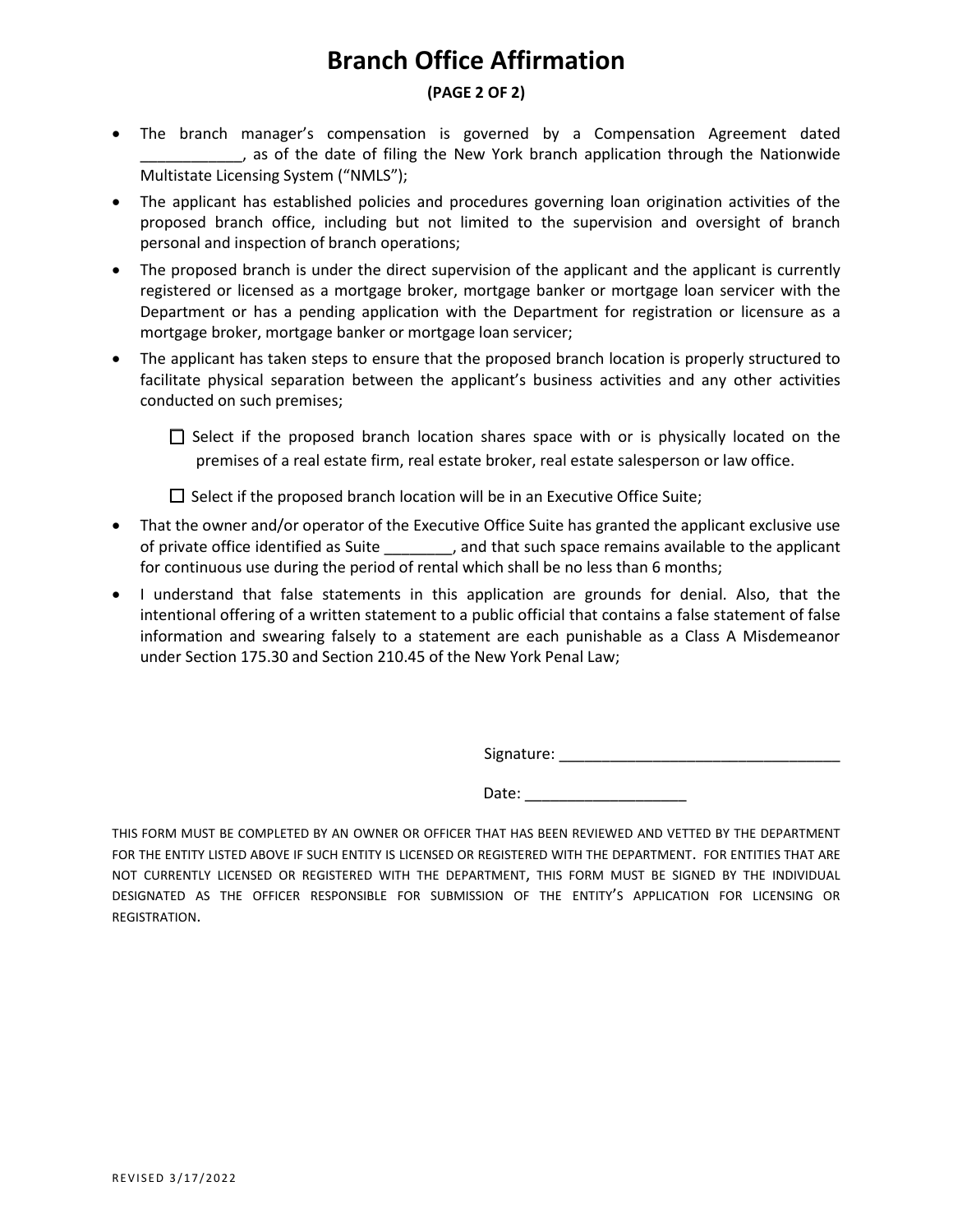# Branch Office Affirmation

**(PAGE 2 OF 2)**

- The branch manager's compensation is governed by a Compensation Agreement dated ____________, as of the date of filing the New York branch application through the Nationwide Multistate Licensing System ("NMLS");
- The applicant has established policies and procedures governing loan origination activities of the proposed branch office, including but not limited to the supervision and oversight of branch personal and inspection of branch operations;
- The proposed branch is under the direct supervision of the applicant and the applicant is currently registered or licensed as a mortgage broker, mortgage banker or mortgage loan servicer with the Department or has a pending application with the Department for registration or licensure as a mortgage broker, mortgage banker or mortgage loan servicer;
- The applicant has taken steps to ensure that the proposed branch location is properly structured to facilitate physical separation between the applicant's business activities and any other activities conducted on such premises;

  ☐ Select if the proposed branch location shares space with or is physically located on the premises of a real estate firm, real estate broker, real estate salesperson or law office.

  ☐ Select if the proposed branch location will be in an Executive Office Suite;

- That the owner and/or operator of the Executive Office Suite has granted the applicant exclusive use of private office identified as Suite ________, and that such space remains available to the applicant for continuous use during the period of rental which shall be no less than 6 months;
- I understand that false statements in this application are grounds for denial. Also, that the intentional offering of a written statement to a public official that contains a false statement of false information and swearing falsely to a statement are each punishable as a Class A Misdemeanor under Section 175.30 and Section 210.45 of the New York Penal Law;

Signature: _________________________________

Date: ___________________

THIS FORM MUST BE COMPLETED BY AN OWNER OR OFFICER THAT HAS BEEN REVIEWED AND VETTED BY THE DEPARTMENT FOR THE ENTITY LISTED ABOVE IF SUCH ENTITY IS LICENSED OR REGISTERED WITH THE DEPARTMENT. FOR ENTITIES THAT ARE NOT CURRENTLY LICENSED OR REGISTERED WITH THE DEPARTMENT, THIS FORM MUST BE SIGNED BY THE INDIVIDUAL DESIGNATED AS THE OFFICER RESPONSIBLE FOR SUBMISSION OF THE ENTITY'S APPLICATION FOR LICENSING OR REGISTRATION.

REVISED 3/17/2022